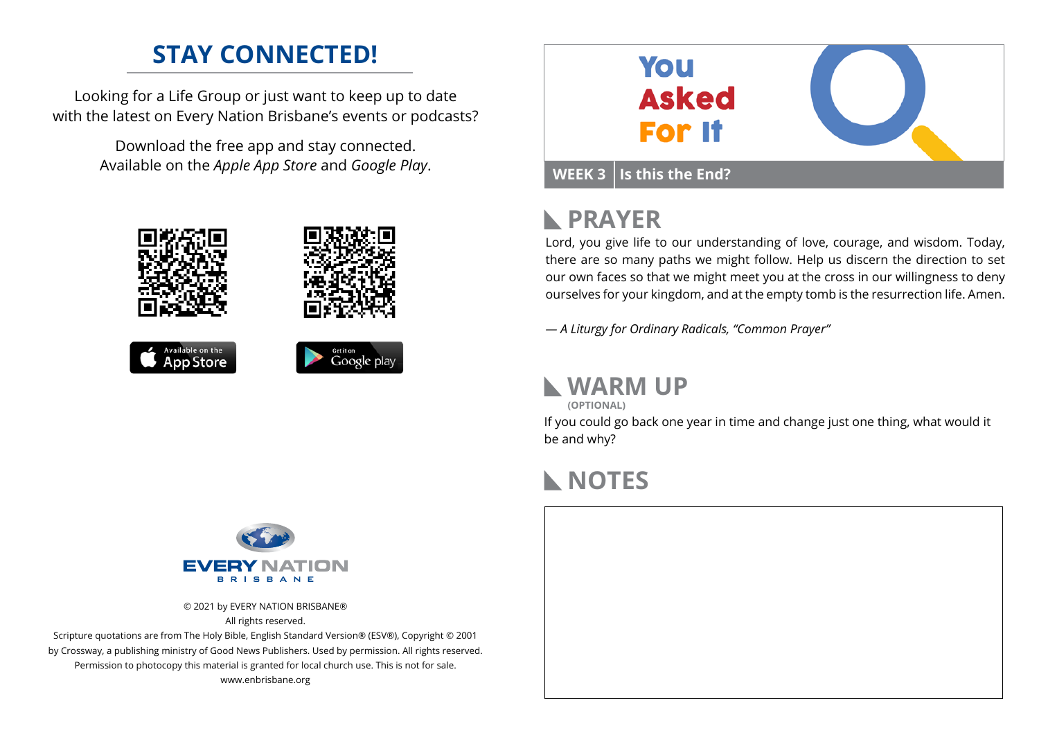## STAY CONNECTED!

Looking for a Life Group or just want to keep up to date with the latest on Every Nation Brisbane's events or podcasts?

Download the free app and stay connected. Available on the *Apple App Store* and *Google Play*.

Available on the App Store

Get it on Google play

EVERY NATION BRISBANE

© 2021 by EVERY NATION BRISBANE®
All rights reserved.
Scripture quotations are from The Holy Bible, English Standard Version® (ESV®), Copyright © 2001 by Crossway, a publishing ministry of Good News Publishers. Used by permission. All rights reserved.
Permission to photocopy this material is granted for local church use. This is not for sale.
www.enbrisbane.org

# You Asked For It

**WEEK 3** | **Is this the End?**

## PRAYER

Lord, you give life to our understanding of love, courage, and wisdom. Today, there are so many paths we might follow. Help us discern the direction to set our own faces so that we might meet you at the cross in our willingness to deny ourselves for your kingdom, and at the empty tomb is the resurrection life. Amen.

*— A Liturgy for Ordinary Radicals, "Common Prayer"*

## WARM UP

**(OPTIONAL)**

If you could go back one year in time and change just one thing, what would it be and why?

## NOTES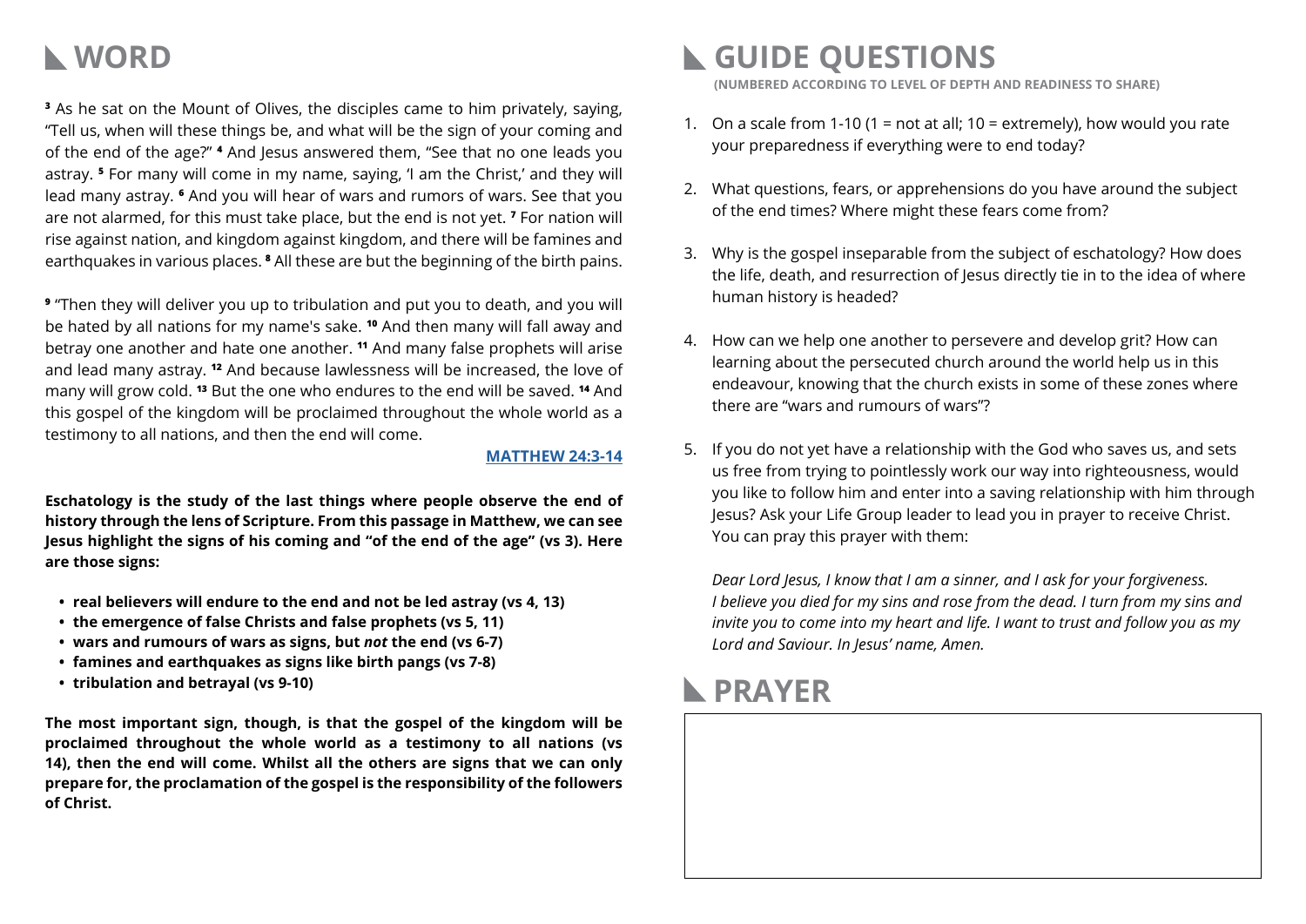# WORD

[3] As he sat on the Mount of Olives, the disciples came to him privately, saying, "Tell us, when will these things be, and what will be the sign of your coming and of the end of the age?" [4] And Jesus answered them, "See that no one leads you astray. [5] For many will come in my name, saying, 'I am the Christ,' and they will lead many astray. [6] And you will hear of wars and rumors of wars. See that you are not alarmed, for this must take place, but the end is not yet. [7] For nation will rise against nation, and kingdom against kingdom, and there will be famines and earthquakes in various places. [8] All these are but the beginning of the birth pains.

[9] "Then they will deliver you up to tribulation and put you to death, and you will be hated by all nations for my name's sake. [10] And then many will fall away and betray one another and hate one another. [11] And many false prophets will arise and lead many astray. [12] And because lawlessness will be increased, the love of many will grow cold. [13] But the one who endures to the end will be saved. [14] And this gospel of the kingdom will be proclaimed throughout the whole world as a testimony to all nations, and then the end will come.

**MATTHEW 24:3-14**

**Eschatology is the study of the last things where people observe the end of history through the lens of Scripture. From this passage in Matthew, we can see Jesus highlight the signs of his coming and "of the end of the age" (vs 3). Here are those signs:**

- **real believers will endure to the end and not be led astray (vs 4, 13)**
- **the emergence of false Christs and false prophets (vs 5, 11)**
- **wars and rumours of wars as signs, but *not* the end (vs 6-7)**
- **famines and earthquakes as signs like birth pangs (vs 7-8)**
- **tribulation and betrayal (vs 9-10)**

**The most important sign, though, is that the gospel of the kingdom will be proclaimed throughout the whole world as a testimony to all nations (vs 14), then the end will come. Whilst all the others are signs that we can only prepare for, the proclamation of the gospel is the responsibility of the followers of Christ.**

# GUIDE QUESTIONS

**(NUMBERED ACCORDING TO LEVEL OF DEPTH AND READINESS TO SHARE)**

1. On a scale from 1-10 (1 = not at all; 10 = extremely), how would you rate your preparedness if everything were to end today?

2. What questions, fears, or apprehensions do you have around the subject of the end times? Where might these fears come from?

3. Why is the gospel inseparable from the subject of eschatology? How does the life, death, and resurrection of Jesus directly tie in to the idea of where human history is headed?

4. How can we help one another to persevere and develop grit? How can learning about the persecuted church around the world help us in this endeavour, knowing that the church exists in some of these zones where there are "wars and rumours of wars"?

5. If you do not yet have a relationship with the God who saves us, and sets us free from trying to pointlessly work our way into righteousness, would you like to follow him and enter into a saving relationship with him through Jesus? Ask your Life Group leader to lead you in prayer to receive Christ. You can pray this prayer with them:

   *Dear Lord Jesus, I know that I am a sinner, and I ask for your forgiveness. I believe you died for my sins and rose from the dead. I turn from my sins and invite you to come into my heart and life. I want to trust and follow you as my Lord and Saviour. In Jesus' name, Amen.*

# PRAYER